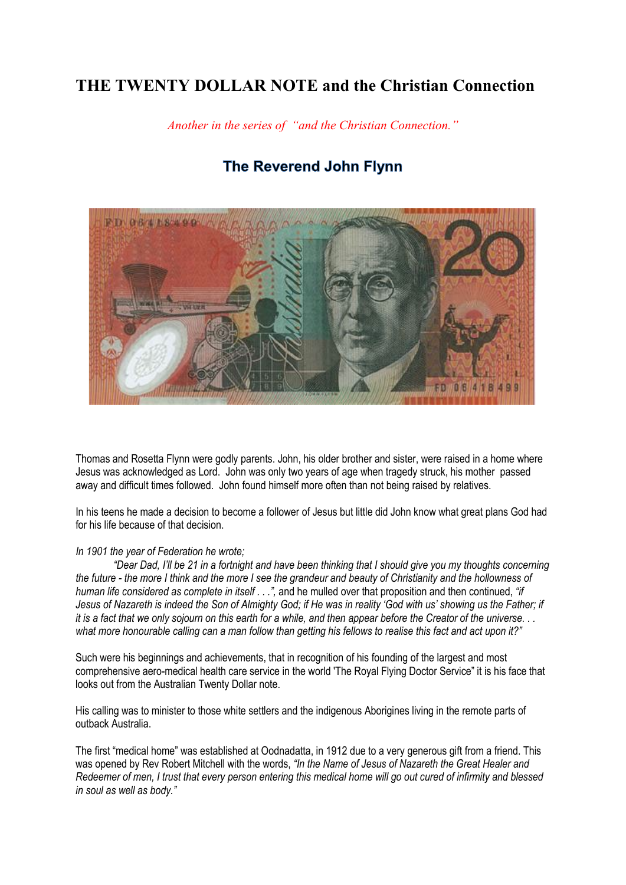# THE TWENTY DOLLAR NOTE and the Christian Connection

*Another in the series of "and the Christian Connection."*

## The Reverend John Flynn

Thomas and Rosetta Flynn were godly parents. John, his older brother and sister, were raised in a home where Jesus was acknowledged as Lord. John was only two years of age when tragedy struck, his mother passed away and difficult times followed. John found himself more often than not being raised by relatives.

In his teens he made a decision to become a follower of Jesus but little did John know what great plans God had for his life because of that decision.

*In 1901 the year of Federation he wrote;*

*"Dear Dad, I'll be 21 in a fortnight and have been thinking that I should give you my thoughts concerning the future - the more I think and the more I see the grandeur and beauty of Christianity and the hollowness of human life considered as complete in itself . . .",* and he mulled over that proposition and then continued, *"if Jesus of Nazareth is indeed the Son of Almighty God; if He was in reality 'God with us' showing us the Father; if it is a fact that we only sojourn on this earth for a while, and then appear before the Creator of the universe. . . what more honourable calling can a man follow than getting his fellows to realise this fact and act upon it?"*

Such were his beginnings and achievements, that in recognition of his founding of the largest and most comprehensive aero-medical health care service in the world 'The Royal Flying Doctor Service" it is his face that looks out from the Australian Twenty Dollar note.

His calling was to minister to those white settlers and the indigenous Aborigines living in the remote parts of outback Australia.

The first "medical home" was established at Oodnadatta, in 1912 due to a very generous gift from a friend. This was opened by Rev Robert Mitchell with the words, *"In the Name of Jesus of Nazareth the Great Healer and Redeemer of men, I trust that every person entering this medical home will go out cured of infirmity and blessed in soul as well as body."*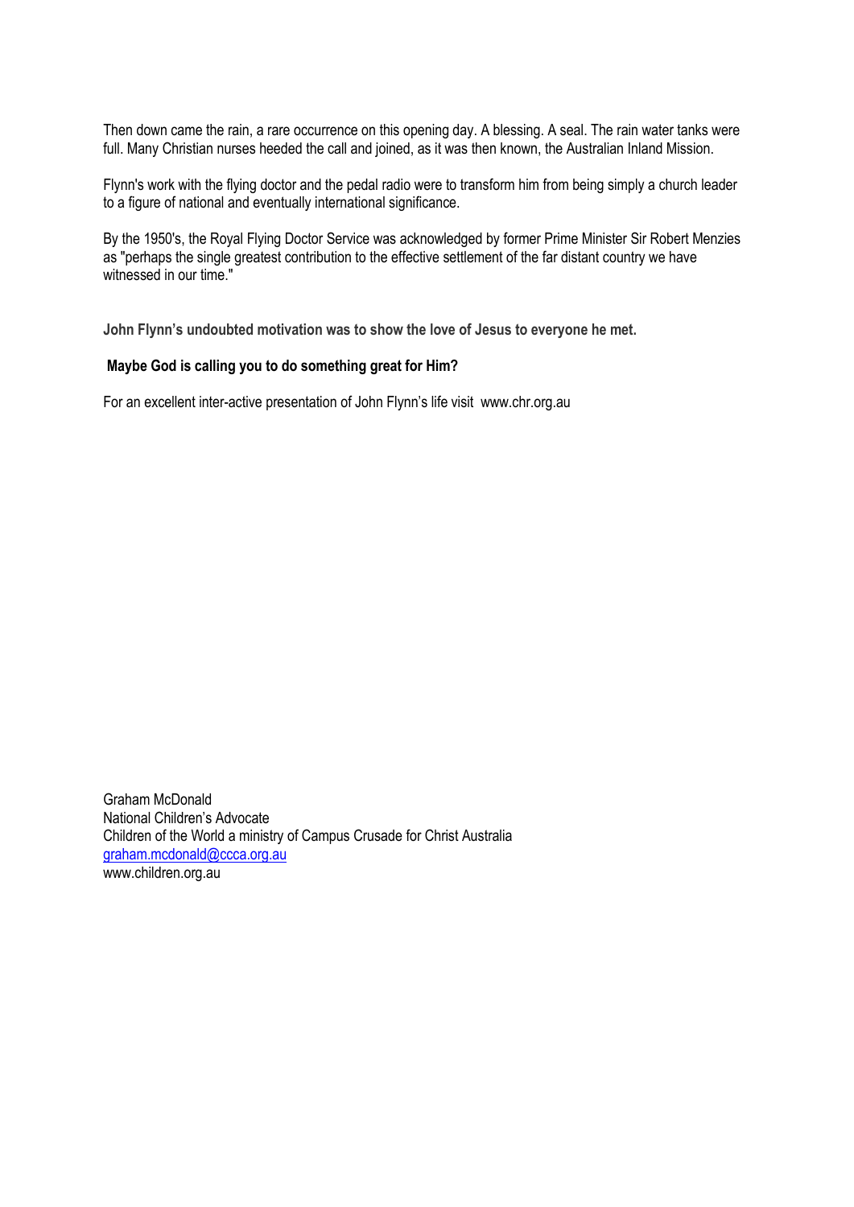Then down came the rain, a rare occurrence on this opening day. A blessing. A seal. The rain water tanks were full. Many Christian nurses heeded the call and joined, as it was then known, the Australian Inland Mission.

Flynn's work with the flying doctor and the pedal radio were to transform him from being simply a church leader to a figure of national and eventually international significance.

By the 1950's, the Royal Flying Doctor Service was acknowledged by former Prime Minister Sir Robert Menzies as "perhaps the single greatest contribution to the effective settlement of the far distant country we have witnessed in our time."

**John Flynn's undoubted motivation was to show the love of Jesus to everyone he met.**

**Maybe God is calling you to do something great for Him?**

For an excellent inter-active presentation of John Flynn's life visit www.chr.org.au

Graham McDonald
National Children's Advocate
Children of the World a ministry of Campus Crusade for Christ Australia
graham.mcdonald@ccca.org.au
www.children.org.au